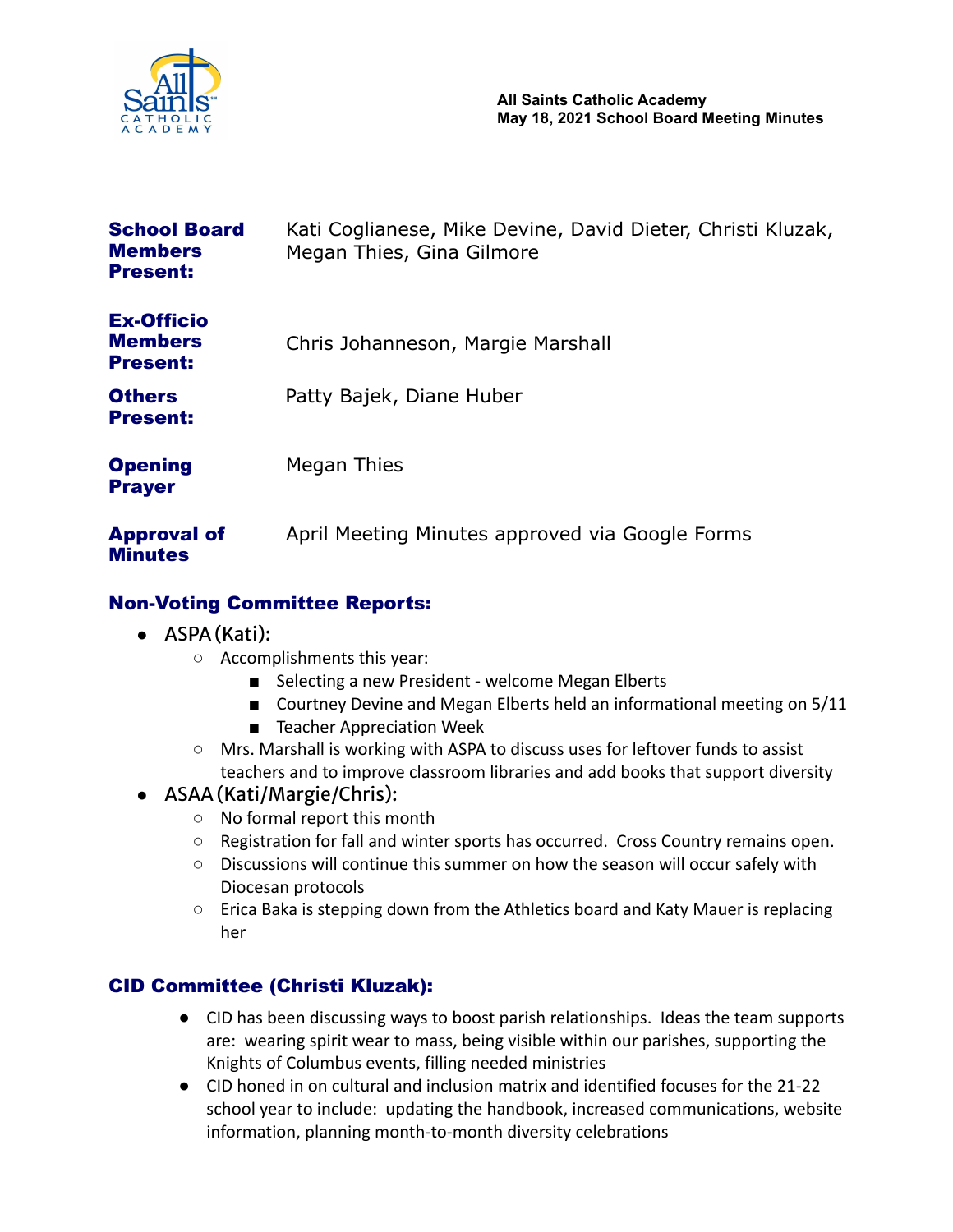**All Saints Catholic Academy**
**May 18, 2021 School Board Meeting Minutes**

| | |
|---|---|
| **School Board Members Present:** | Kati Coglianese, Mike Devine, David Dieter, Christi Kluzak, Megan Thies, Gina Gilmore |
| **Ex-Officio Members Present:** | Chris Johanneson, Margie Marshall |
| **Others Present:** | Patty Bajek, Diane Huber |
| **Opening Prayer** | Megan Thies |
| **Approval of Minutes** | April Meeting Minutes approved via Google Forms |

## Non-Voting Committee Reports:

- ASPA (Kati):
  - Accomplishments this year:
    - Selecting a new President - welcome Megan Elberts
    - Courtney Devine and Megan Elberts held an informational meeting on 5/11
    - Teacher Appreciation Week
  - Mrs. Marshall is working with ASPA to discuss uses for leftover funds to assist teachers and to improve classroom libraries and add books that support diversity
- ASAA (Kati/Margie/Chris):
  - No formal report this month
  - Registration for fall and winter sports has occurred. Cross Country remains open.
  - Discussions will continue this summer on how the season will occur safely with Diocesan protocols
  - Erica Baka is stepping down from the Athletics board and Katy Mauer is replacing her

## CID Committee (Christi Kluzak):

- CID has been discussing ways to boost parish relationships. Ideas the team supports are: wearing spirit wear to mass, being visible within our parishes, supporting the Knights of Columbus events, filling needed ministries
- CID honed in on cultural and inclusion matrix and identified focuses for the 21-22 school year to include: updating the handbook, increased communications, website information, planning month-to-month diversity celebrations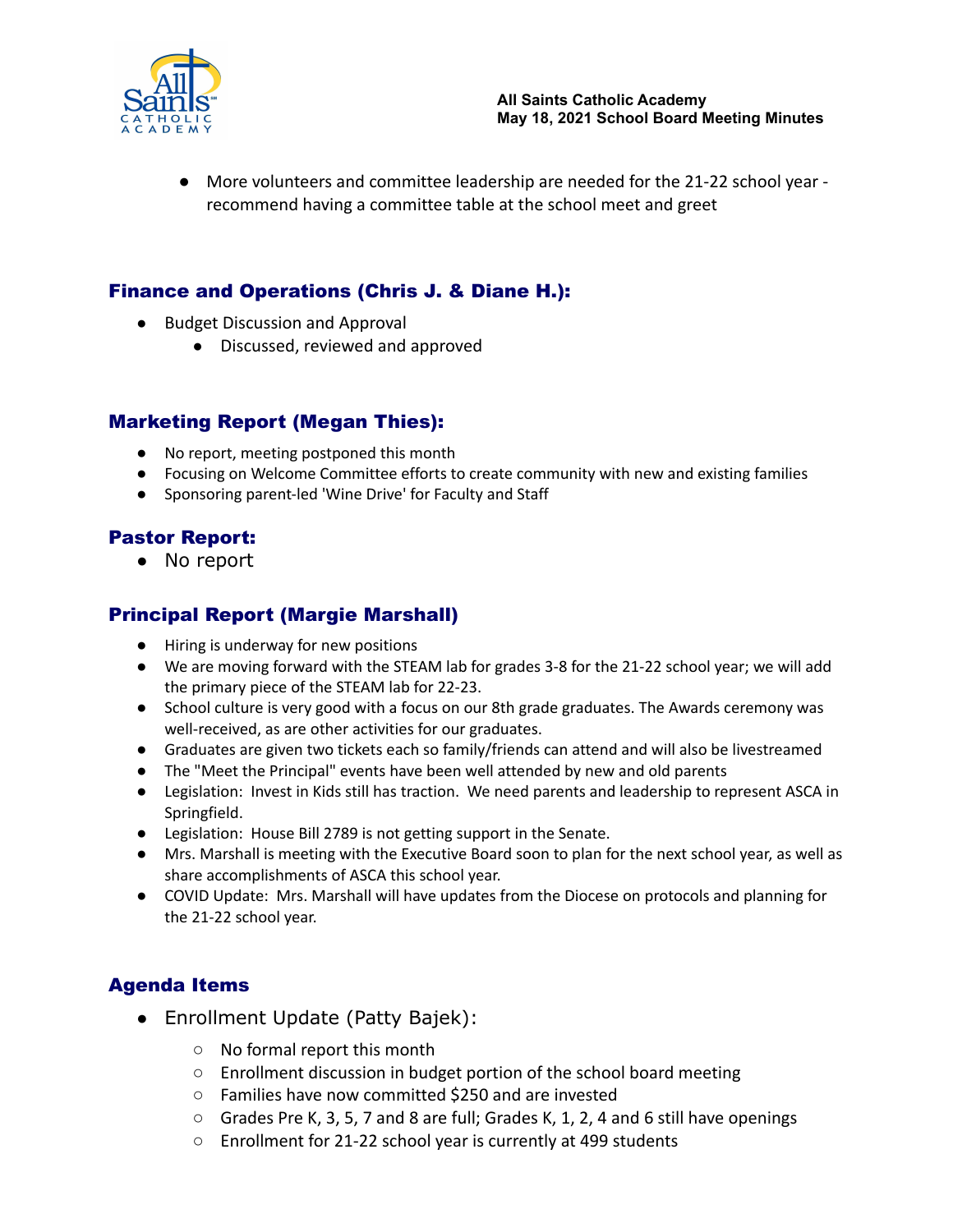- More volunteers and committee leadership are needed for the 21-22 school year - recommend having a committee table at the school meet and greet

## Finance and Operations (Chris J. & Diane H.):

- Budget Discussion and Approval
  - Discussed, reviewed and approved

## Marketing Report (Megan Thies):

- No report, meeting postponed this month
- Focusing on Welcome Committee efforts to create community with new and existing families
- Sponsoring parent-led 'Wine Drive' for Faculty and Staff

## Pastor Report:

- No report

## Principal Report (Margie Marshall)

- Hiring is underway for new positions
- We are moving forward with the STEAM lab for grades 3-8 for the 21-22 school year; we will add the primary piece of the STEAM lab for 22-23.
- School culture is very good with a focus on our 8th grade graduates. The Awards ceremony was well-received, as are other activities for our graduates.
- Graduates are given two tickets each so family/friends can attend and will also be livestreamed
- The "Meet the Principal" events have been well attended by new and old parents
- Legislation: Invest in Kids still has traction. We need parents and leadership to represent ASCA in Springfield.
- Legislation: House Bill 2789 is not getting support in the Senate.
- Mrs. Marshall is meeting with the Executive Board soon to plan for the next school year, as well as share accomplishments of ASCA this school year.
- COVID Update: Mrs. Marshall will have updates from the Diocese on protocols and planning for the 21-22 school year.

## Agenda Items

- Enrollment Update (Patty Bajek):
  - No formal report this month
  - Enrollment discussion in budget portion of the school board meeting
  - Families have now committed $250 and are invested
  - Grades Pre K, 3, 5, 7 and 8 are full; Grades K, 1, 2, 4 and 6 still have openings
  - Enrollment for 21-22 school year is currently at 499 students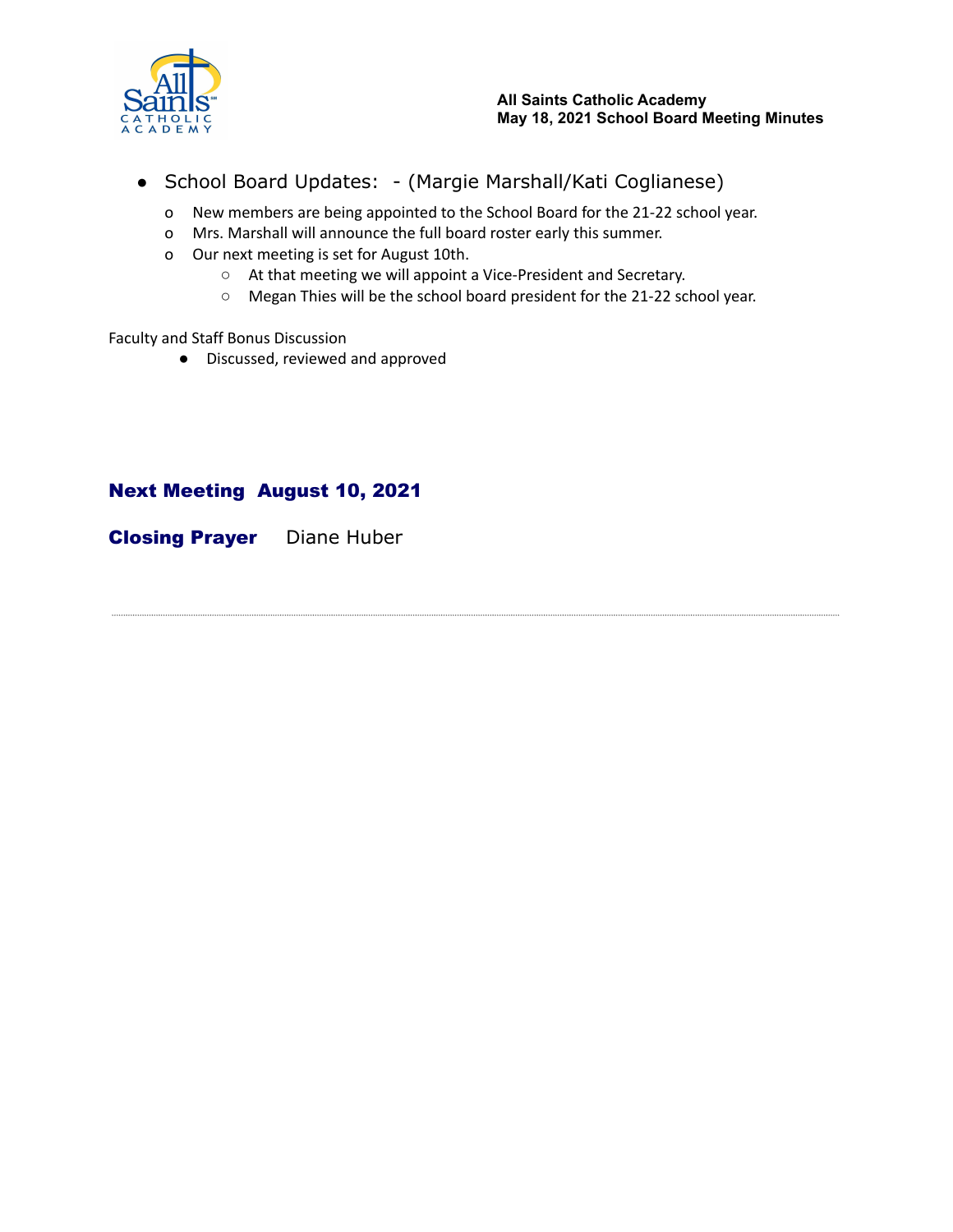- School Board Updates: - (Margie Marshall/Kati Coglianese)
  - New members are being appointed to the School Board for the 21-22 school year.
  - Mrs. Marshall will announce the full board roster early this summer.
  - Our next meeting is set for August 10th.
    - At that meeting we will appoint a Vice-President and Secretary.
    - Megan Thies will be the school board president for the 21-22 school year.

Faculty and Staff Bonus Discussion

- Discussed, reviewed and approved

**Next Meeting August 10, 2021**

**Closing Prayer** Diane Huber